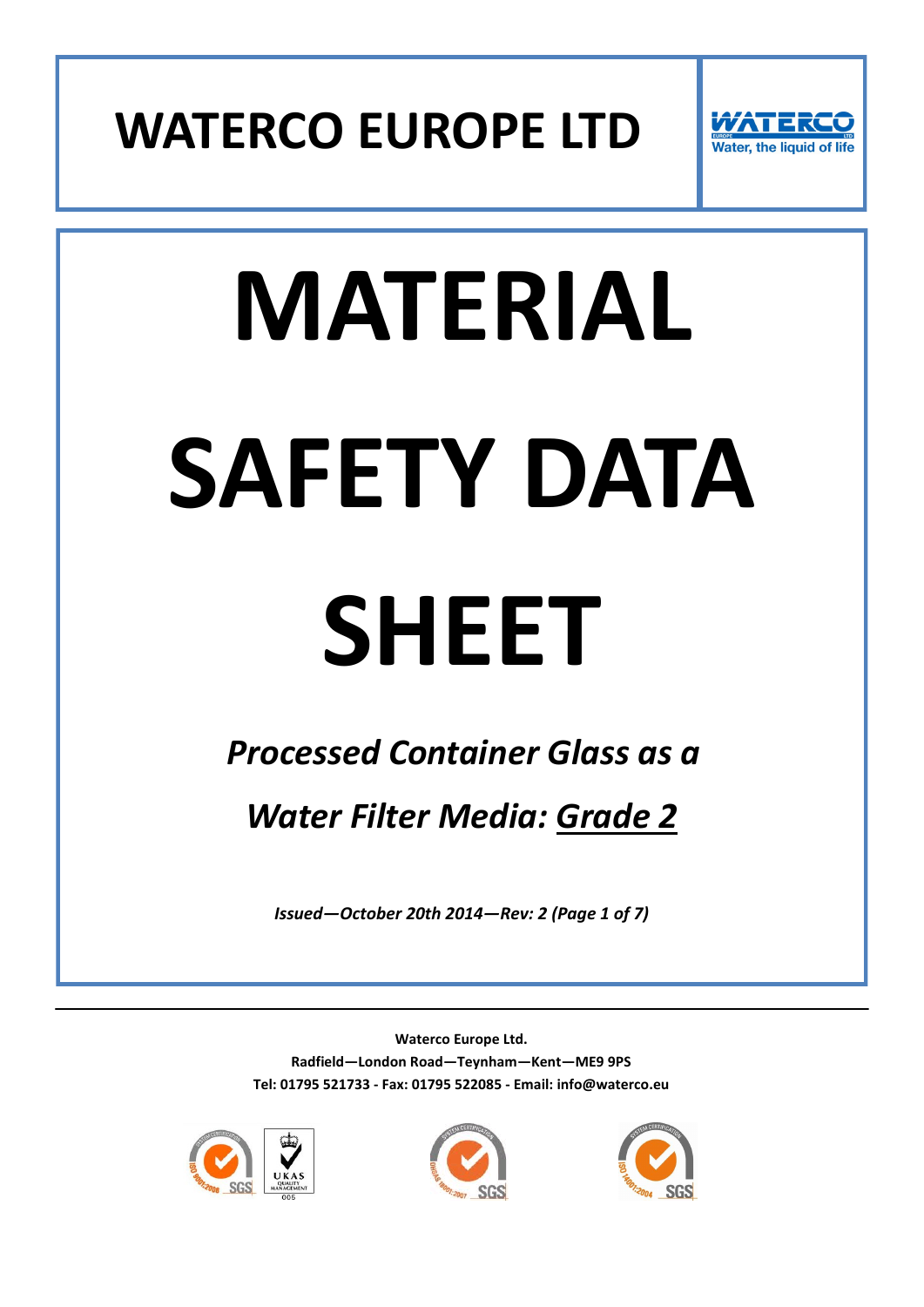# WATERCO EUROPE LTD

Water, the liquid of life

# MATERIAL SAFETY DATA SHEET

***Processed Container Glass as a Water Filter Media: Grade 2***

*Issued—October 20th 2014—Rev: 2 (Page 1 of 7)*

---

**Waterco Europe Ltd.**

**Radfield—London Road—Teynham—Kent—ME9 9PS**

**Tel: 01795 521733 - Fax: 01795 522085 - Email: info@waterco.eu**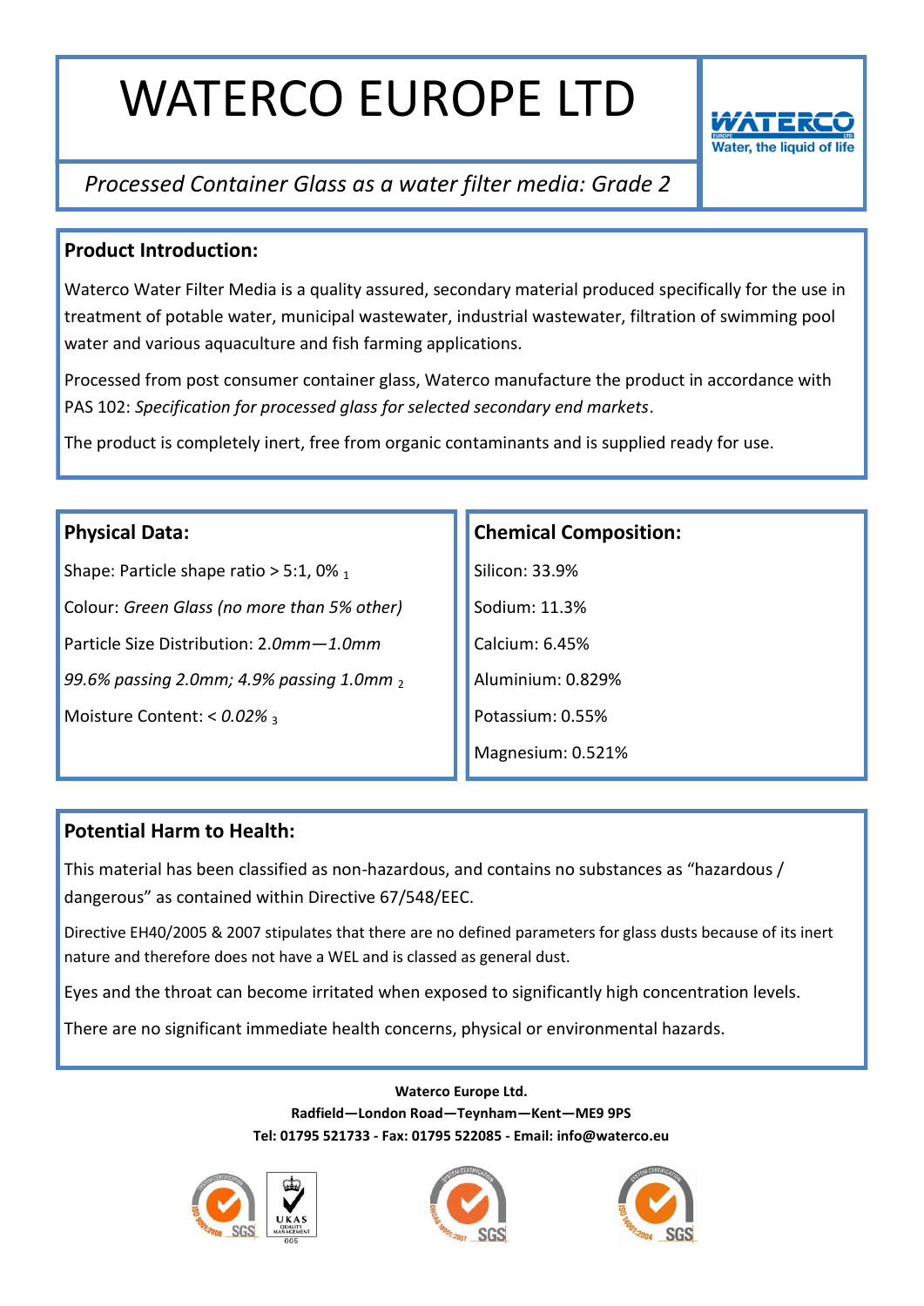# WATERCO EUROPE LTD

*Processed Container Glass as a water filter media: Grade 2*

## Product Introduction:

Waterco Water Filter Media is a quality assured, secondary material produced specifically for the use in treatment of potable water, municipal wastewater, industrial wastewater, filtration of swimming pool water and various aquaculture and fish farming applications.

Processed from post consumer container glass, Waterco manufacture the product in accordance with PAS 102: *Specification for processed glass for selected secondary end markets*.

The product is completely inert, free from organic contaminants and is supplied ready for use.

## Physical Data:

Shape: Particle shape ratio > 5:1, 0% $_1$

Colour: *Green Glass (no more than 5% other)*

Particle Size Distribution: 2.*0mm—1.0mm*

*99.6% passing 2.0mm; 4.9% passing 1.0mm* $_2$

Moisture Content: < *0.02%* $_3$

## Chemical Composition:

Silicon: 33.9%

Sodium: 11.3%

Calcium: 6.45%

Aluminium: 0.829%

Potassium: 0.55%

Magnesium: 0.521%

## Potential Harm to Health:

This material has been classified as non-hazardous, and contains no substances as "hazardous / dangerous" as contained within Directive 67/548/EEC.

Directive EH40/2005 & 2007 stipulates that there are no defined parameters for glass dusts because of its inert nature and therefore does not have a WEL and is classed as general dust.

Eyes and the throat can become irritated when exposed to significantly high concentration levels.

There are no significant immediate health concerns, physical or environmental hazards.

**Waterco Europe Ltd.**

**Radfield—London Road—Teynham—Kent—ME9 9PS**

**Tel: 01795 521733 - Fax: 01795 522085 - Email: info@waterco.eu**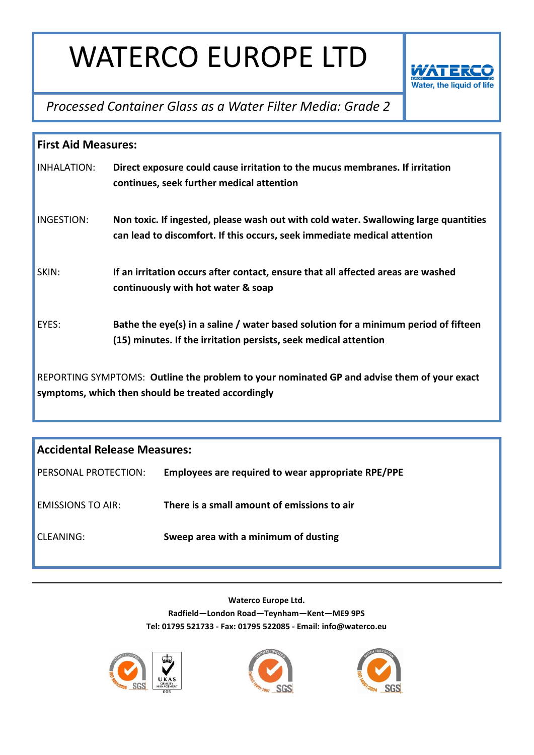# WATERCO EUROPE LTD

*Processed Container Glass as a Water Filter Media: Grade 2*

## First Aid Measures:

INHALATION: **Direct exposure could cause irritation to the mucus membranes. If irritation continues, seek further medical attention**

INGESTION: **Non toxic. If ingested, please wash out with cold water. Swallowing large quantities can lead to discomfort. If this occurs, seek immediate medical attention**

SKIN: **If an irritation occurs after contact, ensure that all affected areas are washed continuously with hot water & soap**

EYES: **Bathe the eye(s) in a saline / water based solution for a minimum period of fifteen (15) minutes. If the irritation persists, seek medical attention**

REPORTING SYMPTOMS: **Outline the problem to your nominated GP and advise them of your exact symptoms, which then should be treated accordingly**

## Accidental Release Measures:

PERSONAL PROTECTION: **Employees are required to wear appropriate RPE/PPE**

EMISSIONS TO AIR: **There is a small amount of emissions to air**

CLEANING: **Sweep area with a minimum of dusting**

---

**Waterco Europe Ltd.**
**Radfield—London Road—Teynham—Kent—ME9 9PS**
**Tel: 01795 521733 - Fax: 01795 522085 - Email: info@waterco.eu**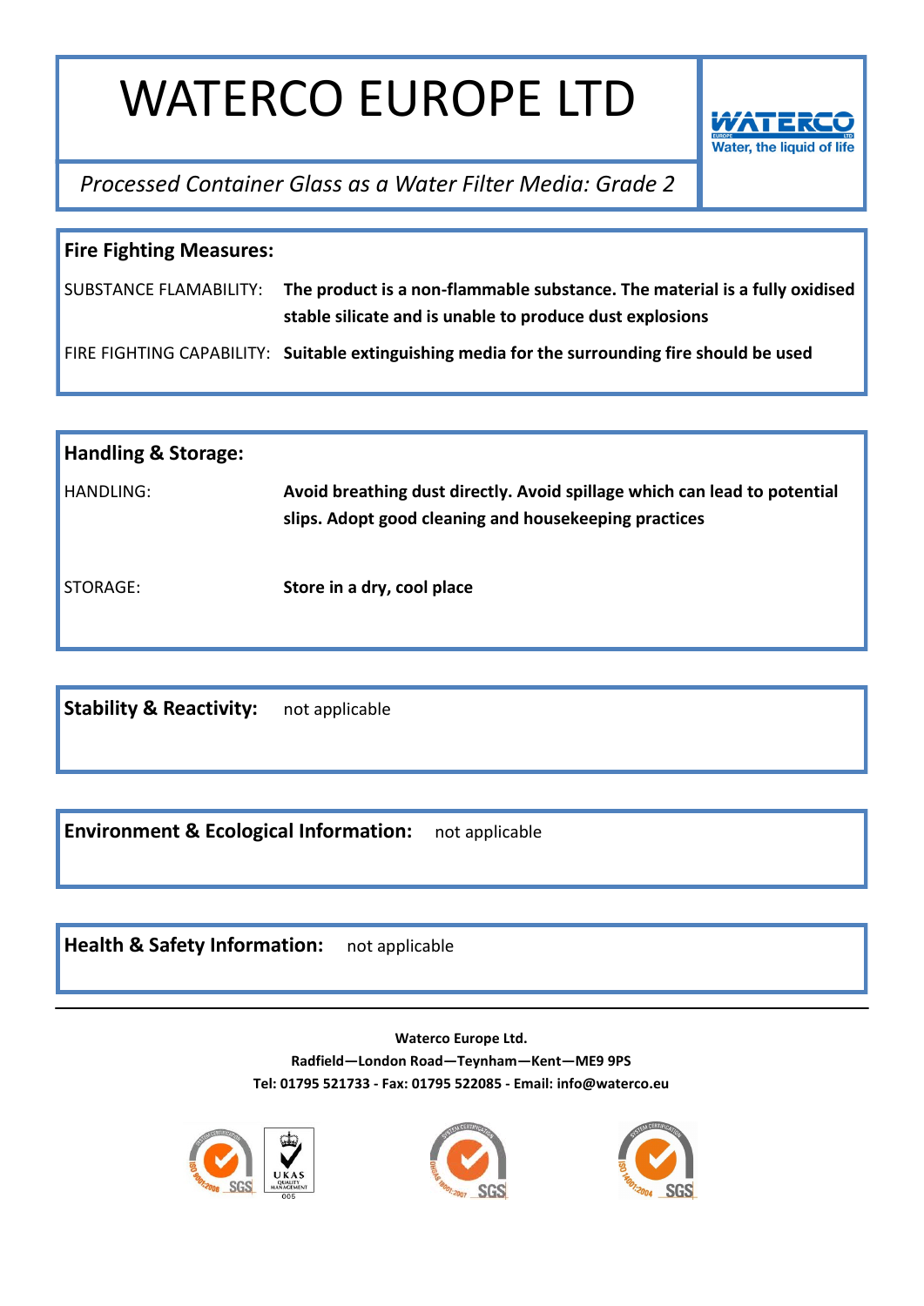# WATERCO EUROPE LTD

*Processed Container Glass as a Water Filter Media: Grade 2*

## Fire Fighting Measures:

| | |
|---|---|
| SUBSTANCE FLAMABILITY: | **The product is a non-flammable substance. The material is a fully oxidised stable silicate and is unable to produce dust explosions** |
| FIRE FIGHTING CAPABILITY: | **Suitable extinguishing media for the surrounding fire should be used** |

## Handling & Storage:

| | |
|---|---|
| HANDLING: | **Avoid breathing dust directly. Avoid spillage which can lead to potential slips. Adopt good cleaning and housekeeping practices** |
| STORAGE: | **Store in a dry, cool place** |

**Stability & Reactivity:** not applicable

**Environment & Ecological Information:** not applicable

**Health & Safety Information:** not applicable

---

**Waterco Europe Ltd.**

**Radfield—London Road—Teynham—Kent—ME9 9PS**

**Tel: 01795 521733 - Fax: 01795 522085 - Email: info@waterco.eu**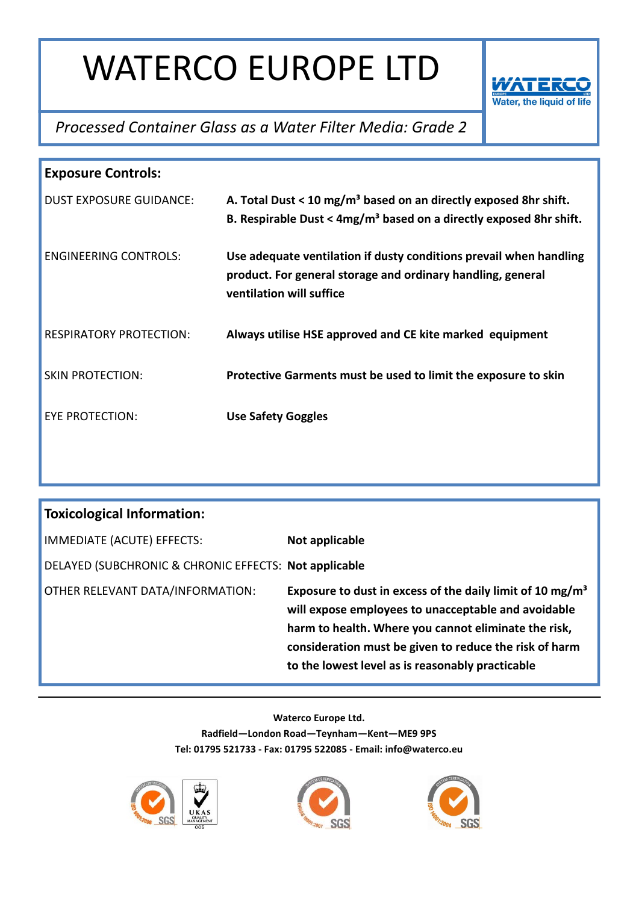# WATERCO EUROPE LTD

*Processed Container Glass as a Water Filter Media: Grade 2*

## Exposure Controls:

| | |
|---|---|
| DUST EXPOSURE GUIDANCE: | **A. Total Dust < 10 mg/m³ based on an directly exposed 8hr shift.**<br>**B. Respirable Dust < 4mg/m³ based on a directly exposed 8hr shift.** |
| ENGINEERING CONTROLS: | **Use adequate ventilation if dusty conditions prevail when handling product. For general storage and ordinary handling, general ventilation will suffice** |
| RESPIRATORY PROTECTION: | **Always utilise HSE approved and CE kite marked equipment** |
| SKIN PROTECTION: | **Protective Garments must be used to limit the exposure to skin** |
| EYE PROTECTION: | **Use Safety Goggles** |

## Toxicological Information:

| | |
|---|---|
| IMMEDIATE (ACUTE) EFFECTS: | **Not applicable** |
| DELAYED (SUBCHRONIC & CHRONIC EFFECTS: | **Not applicable** |
| OTHER RELEVANT DATA/INFORMATION: | **Exposure to dust in excess of the daily limit of 10 mg/m³ will expose employees to unacceptable and avoidable harm to health. Where you cannot eliminate the risk, consideration must be given to reduce the risk of harm to the lowest level as is reasonably practicable** |

**Waterco Europe Ltd.**
**Radfield—London Road—Teynham—Kent—ME9 9PS**
**Tel: 01795 521733 - Fax: 01795 522085 - Email: info@waterco.eu**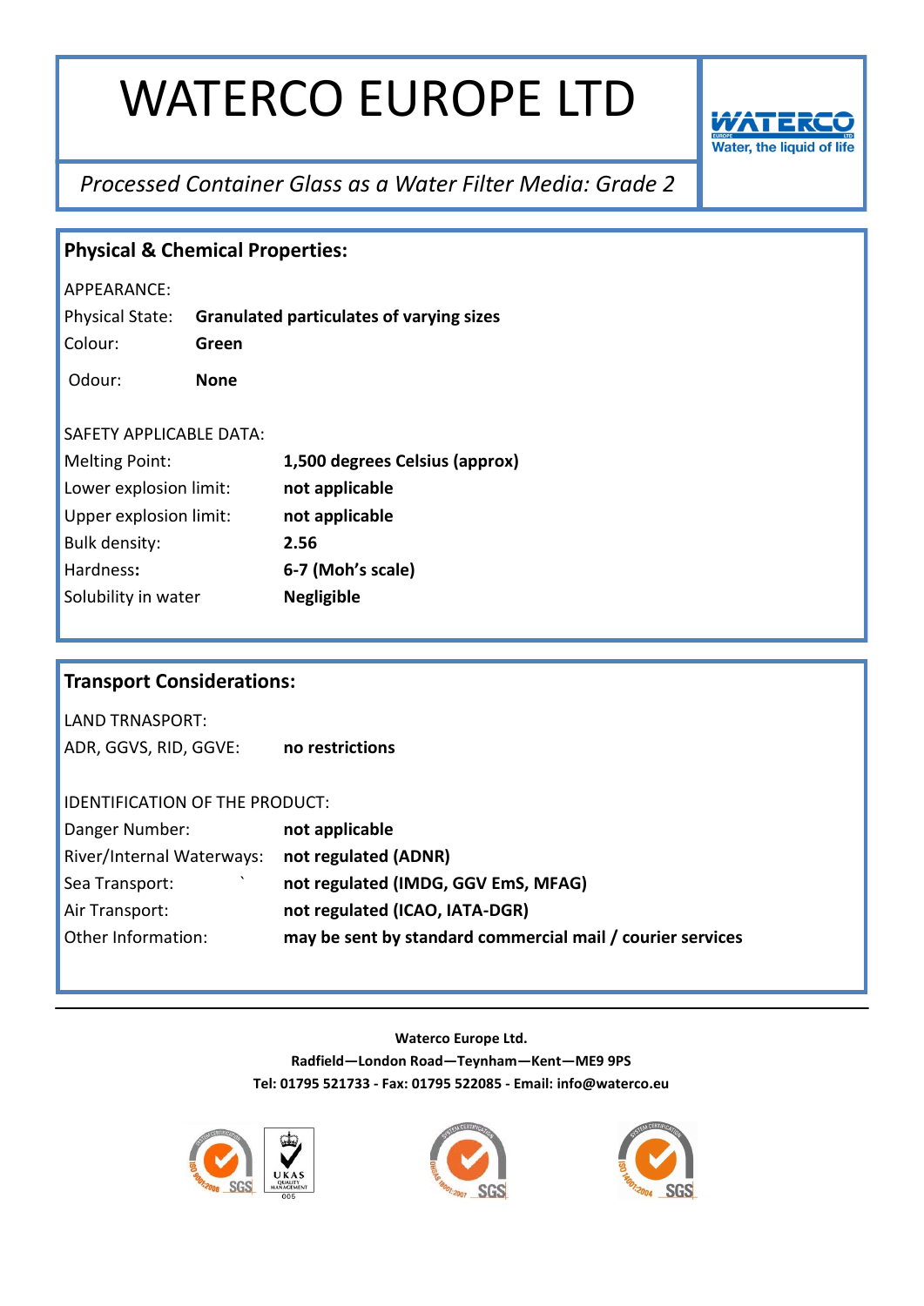# WATERCO EUROPE LTD

*Processed Container Glass as a Water Filter Media: Grade 2*

## Physical & Chemical Properties:

APPEARANCE:

| | |
|---|---|
| Physical State: | **Granulated particulates of varying sizes** |
| Colour: | **Green** |
| Odour: | **None** |

SAFETY APPLICABLE DATA:

| | |
|---|---|
| Melting Point: | **1,500 degrees Celsius (approx)** |
| Lower explosion limit: | **not applicable** |
| Upper explosion limit: | **not applicable** |
| Bulk density: | **2.56** |
| Hardness: | **6-7 (Moh's scale)** |
| Solubility in water | **Negligible** |

## Transport Considerations:

LAND TRNASPORT:

| | |
|---|---|
| ADR, GGVS, RID, GGVE: | **no restrictions** |

IDENTIFICATION OF THE PRODUCT:

| | |
|---|---|
| Danger Number: | **not applicable** |
| River/Internal Waterways: | **not regulated (ADNR)** |
| Sea Transport: | **not regulated (IMDG, GGV EmS, MFAG)** |
| Air Transport: | **not regulated (ICAO, IATA-DGR)** |
| Other Information: | **may be sent by standard commercial mail / courier services** |

---

**Waterco Europe Ltd.**
**Radfield—London Road—Teynham—Kent—ME9 9PS**
**Tel: 01795 521733 - Fax: 01795 522085 - Email: info@waterco.eu**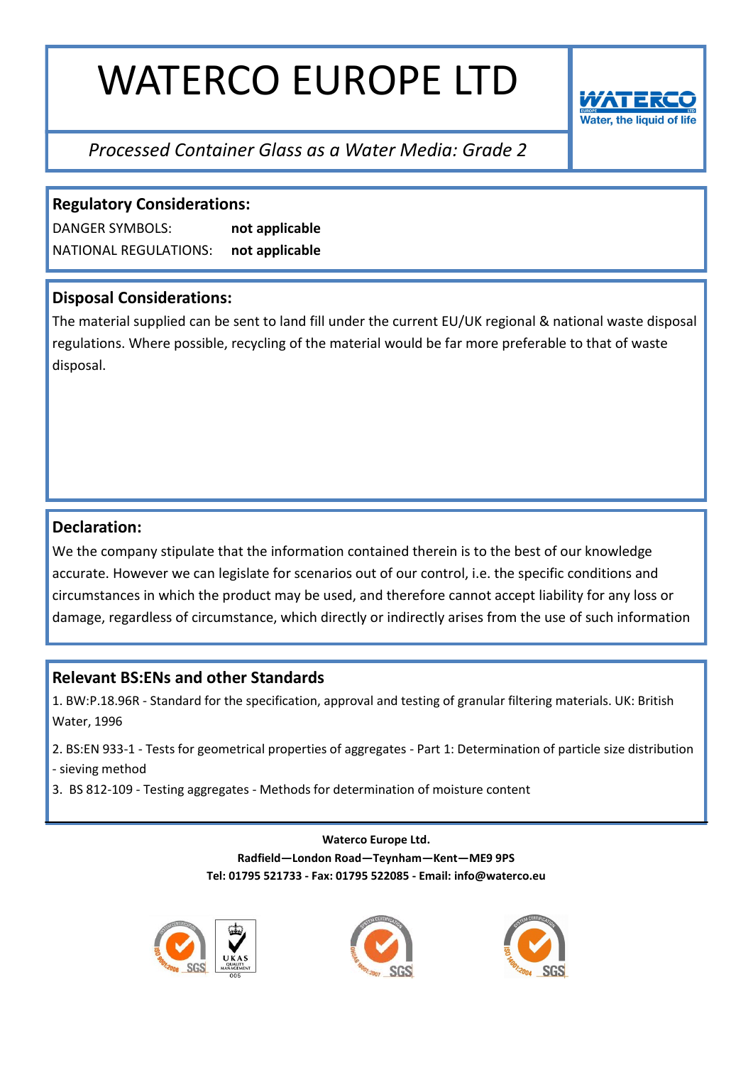# WATERCO EUROPE LTD

WATERCO Water, the liquid of life

*Processed Container Glass as a Water Media: Grade 2*

## Regulatory Considerations:

DANGER SYMBOLS: **not applicable**

NATIONAL REGULATIONS: **not applicable**

## Disposal Considerations:

The material supplied can be sent to land fill under the current EU/UK regional & national waste disposal regulations. Where possible, recycling of the material would be far more preferable to that of waste disposal.

## Declaration:

We the company stipulate that the information contained therein is to the best of our knowledge accurate. However we can legislate for scenarios out of our control, i.e. the specific conditions and circumstances in which the product may be used, and therefore cannot accept liability for any loss or damage, regardless of circumstance, which directly or indirectly arises from the use of such information

## Relevant BS:ENs and other Standards

1. BW:P.18.96R - Standard for the specification, approval and testing of granular filtering materials. UK: British Water, 1996
2. BS:EN 933-1 - Tests for geometrical properties of aggregates - Part 1: Determination of particle size distribution - sieving method
3. BS 812-109 - Testing aggregates - Methods for determination of moisture content

**Waterco Europe Ltd.**
**Radfield—London Road—Teynham—Kent—ME9 9PS**
**Tel: 01795 521733 - Fax: 01795 522085 - Email: info@waterco.eu**